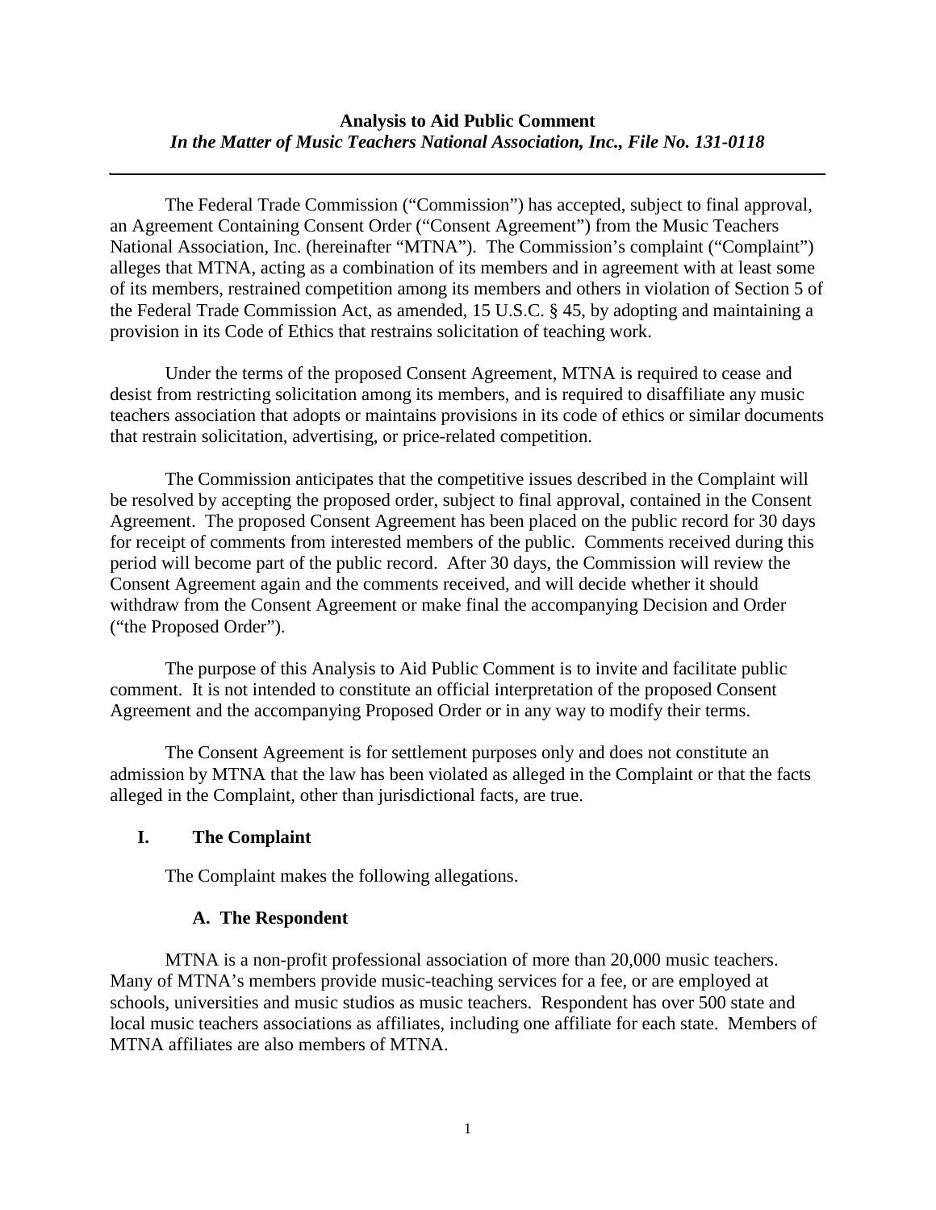**Analysis to Aid Public Comment**
***In the Matter of Music Teachers National Association, Inc., File No. 131-0118***

---

The Federal Trade Commission ("Commission") has accepted, subject to final approval, an Agreement Containing Consent Order ("Consent Agreement") from the Music Teachers National Association, Inc. (hereinafter "MTNA"). The Commission's complaint ("Complaint") alleges that MTNA, acting as a combination of its members and in agreement with at least some of its members, restrained competition among its members and others in violation of Section 5 of the Federal Trade Commission Act, as amended, 15 U.S.C. § 45, by adopting and maintaining a provision in its Code of Ethics that restrains solicitation of teaching work.

Under the terms of the proposed Consent Agreement, MTNA is required to cease and desist from restricting solicitation among its members, and is required to disaffiliate any music teachers association that adopts or maintains provisions in its code of ethics or similar documents that restrain solicitation, advertising, or price-related competition.

The Commission anticipates that the competitive issues described in the Complaint will be resolved by accepting the proposed order, subject to final approval, contained in the Consent Agreement. The proposed Consent Agreement has been placed on the public record for 30 days for receipt of comments from interested members of the public. Comments received during this period will become part of the public record. After 30 days, the Commission will review the Consent Agreement again and the comments received, and will decide whether it should withdraw from the Consent Agreement or make final the accompanying Decision and Order ("the Proposed Order").

The purpose of this Analysis to Aid Public Comment is to invite and facilitate public comment. It is not intended to constitute an official interpretation of the proposed Consent Agreement and the accompanying Proposed Order or in any way to modify their terms.

The Consent Agreement is for settlement purposes only and does not constitute an admission by MTNA that the law has been violated as alleged in the Complaint or that the facts alleged in the Complaint, other than jurisdictional facts, are true.

## I. The Complaint

The Complaint makes the following allegations.

### A. The Respondent

MTNA is a non-profit professional association of more than 20,000 music teachers. Many of MTNA's members provide music-teaching services for a fee, or are employed at schools, universities and music studios as music teachers. Respondent has over 500 state and local music teachers associations as affiliates, including one affiliate for each state. Members of MTNA affiliates are also members of MTNA.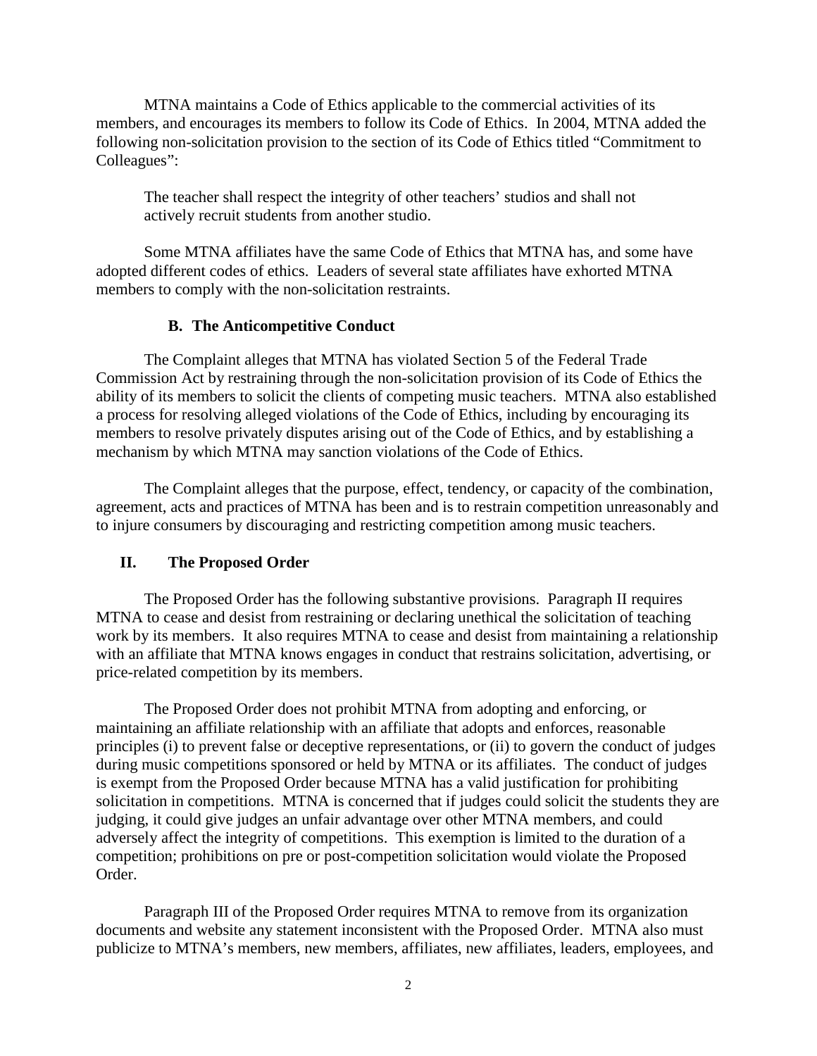MTNA maintains a Code of Ethics applicable to the commercial activities of its members, and encourages its members to follow its Code of Ethics. In 2004, MTNA added the following non-solicitation provision to the section of its Code of Ethics titled "Commitment to Colleagues":

> The teacher shall respect the integrity of other teachers' studios and shall not actively recruit students from another studio.

Some MTNA affiliates have the same Code of Ethics that MTNA has, and some have adopted different codes of ethics. Leaders of several state affiliates have exhorted MTNA members to comply with the non-solicitation restraints.

### B. The Anticompetitive Conduct

The Complaint alleges that MTNA has violated Section 5 of the Federal Trade Commission Act by restraining through the non-solicitation provision of its Code of Ethics the ability of its members to solicit the clients of competing music teachers. MTNA also established a process for resolving alleged violations of the Code of Ethics, including by encouraging its members to resolve privately disputes arising out of the Code of Ethics, and by establishing a mechanism by which MTNA may sanction violations of the Code of Ethics.

The Complaint alleges that the purpose, effect, tendency, or capacity of the combination, agreement, acts and practices of MTNA has been and is to restrain competition unreasonably and to injure consumers by discouraging and restricting competition among music teachers.

## II. The Proposed Order

The Proposed Order has the following substantive provisions. Paragraph II requires MTNA to cease and desist from restraining or declaring unethical the solicitation of teaching work by its members. It also requires MTNA to cease and desist from maintaining a relationship with an affiliate that MTNA knows engages in conduct that restrains solicitation, advertising, or price-related competition by its members.

The Proposed Order does not prohibit MTNA from adopting and enforcing, or maintaining an affiliate relationship with an affiliate that adopts and enforces, reasonable principles (i) to prevent false or deceptive representations, or (ii) to govern the conduct of judges during music competitions sponsored or held by MTNA or its affiliates. The conduct of judges is exempt from the Proposed Order because MTNA has a valid justification for prohibiting solicitation in competitions. MTNA is concerned that if judges could solicit the students they are judging, it could give judges an unfair advantage over other MTNA members, and could adversely affect the integrity of competitions. This exemption is limited to the duration of a competition; prohibitions on pre or post-competition solicitation would violate the Proposed Order.

Paragraph III of the Proposed Order requires MTNA to remove from its organization documents and website any statement inconsistent with the Proposed Order. MTNA also must publicize to MTNA's members, new members, affiliates, new affiliates, leaders, employees, and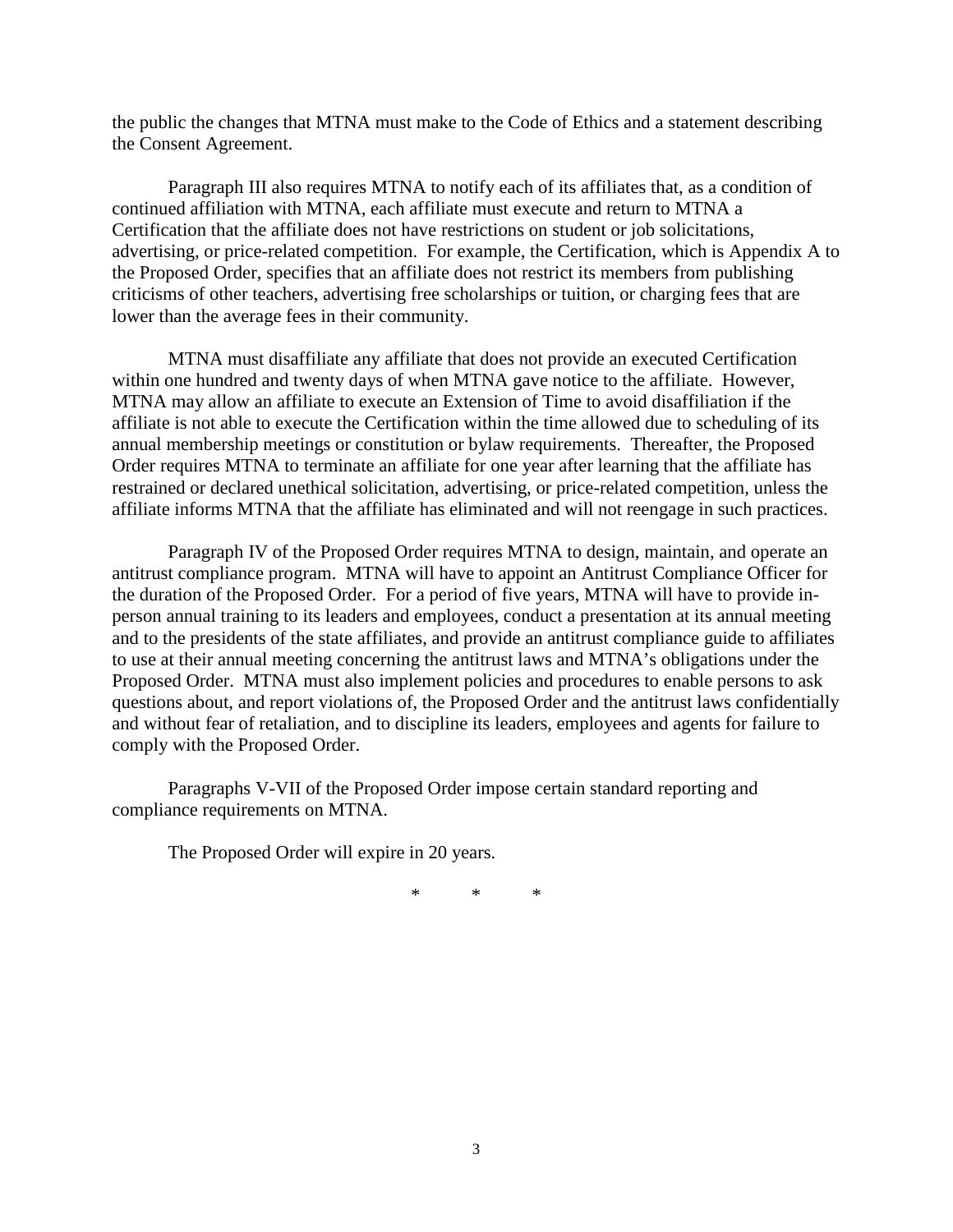the public the changes that MTNA must make to the Code of Ethics and a statement describing the Consent Agreement.

Paragraph III also requires MTNA to notify each of its affiliates that, as a condition of continued affiliation with MTNA, each affiliate must execute and return to MTNA a Certification that the affiliate does not have restrictions on student or job solicitations, advertising, or price-related competition. For example, the Certification, which is Appendix A to the Proposed Order, specifies that an affiliate does not restrict its members from publishing criticisms of other teachers, advertising free scholarships or tuition, or charging fees that are lower than the average fees in their community.

MTNA must disaffiliate any affiliate that does not provide an executed Certification within one hundred and twenty days of when MTNA gave notice to the affiliate. However, MTNA may allow an affiliate to execute an Extension of Time to avoid disaffiliation if the affiliate is not able to execute the Certification within the time allowed due to scheduling of its annual membership meetings or constitution or bylaw requirements. Thereafter, the Proposed Order requires MTNA to terminate an affiliate for one year after learning that the affiliate has restrained or declared unethical solicitation, advertising, or price-related competition, unless the affiliate informs MTNA that the affiliate has eliminated and will not reengage in such practices.

Paragraph IV of the Proposed Order requires MTNA to design, maintain, and operate an antitrust compliance program. MTNA will have to appoint an Antitrust Compliance Officer for the duration of the Proposed Order. For a period of five years, MTNA will have to provide in-person annual training to its leaders and employees, conduct a presentation at its annual meeting and to the presidents of the state affiliates, and provide an antitrust compliance guide to affiliates to use at their annual meeting concerning the antitrust laws and MTNA's obligations under the Proposed Order. MTNA must also implement policies and procedures to enable persons to ask questions about, and report violations of, the Proposed Order and the antitrust laws confidentially and without fear of retaliation, and to discipline its leaders, employees and agents for failure to comply with the Proposed Order.

Paragraphs V-VII of the Proposed Order impose certain standard reporting and compliance requirements on MTNA.

The Proposed Order will expire in 20 years.

\* \* \*